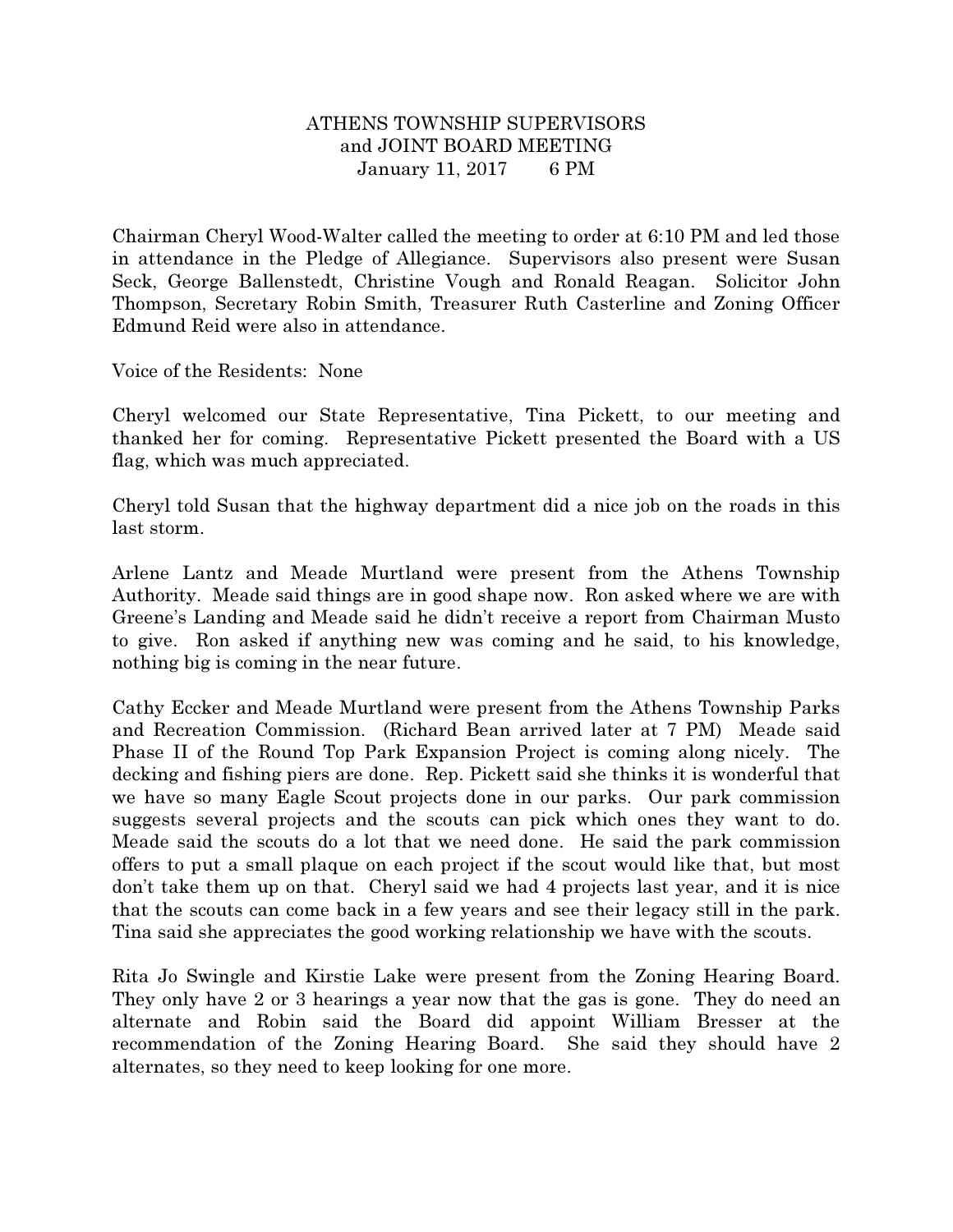# ATHENS TOWNSHIP SUPERVISORS
## and JOINT BOARD MEETING
### January 11, 2017 6 PM

Chairman Cheryl Wood-Walter called the meeting to order at 6:10 PM and led those in attendance in the Pledge of Allegiance. Supervisors also present were Susan Seck, George Ballenstedt, Christine Vough and Ronald Reagan. Solicitor John Thompson, Secretary Robin Smith, Treasurer Ruth Casterline and Zoning Officer Edmund Reid were also in attendance.

Voice of the Residents: None

Cheryl welcomed our State Representative, Tina Pickett, to our meeting and thanked her for coming. Representative Pickett presented the Board with a US flag, which was much appreciated.

Cheryl told Susan that the highway department did a nice job on the roads in this last storm.

Arlene Lantz and Meade Murtland were present from the Athens Township Authority. Meade said things are in good shape now. Ron asked where we are with Greene's Landing and Meade said he didn't receive a report from Chairman Musto to give. Ron asked if anything new was coming and he said, to his knowledge, nothing big is coming in the near future.

Cathy Eccker and Meade Murtland were present from the Athens Township Parks and Recreation Commission. (Richard Bean arrived later at 7 PM) Meade said Phase II of the Round Top Park Expansion Project is coming along nicely. The decking and fishing piers are done. Rep. Pickett said she thinks it is wonderful that we have so many Eagle Scout projects done in our parks. Our park commission suggests several projects and the scouts can pick which ones they want to do. Meade said the scouts do a lot that we need done. He said the park commission offers to put a small plaque on each project if the scout would like that, but most don't take them up on that. Cheryl said we had 4 projects last year, and it is nice that the scouts can come back in a few years and see their legacy still in the park. Tina said she appreciates the good working relationship we have with the scouts.

Rita Jo Swingle and Kirstie Lake were present from the Zoning Hearing Board. They only have 2 or 3 hearings a year now that the gas is gone. They do need an alternate and Robin said the Board did appoint William Bresser at the recommendation of the Zoning Hearing Board. She said they should have 2 alternates, so they need to keep looking for one more.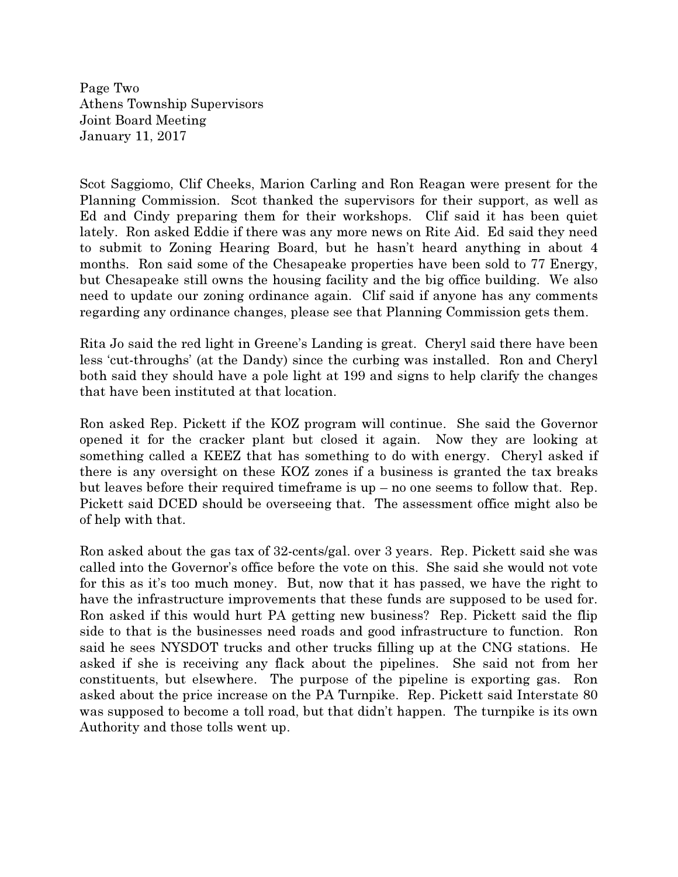Scot Saggiomo, Clif Cheeks, Marion Carling and Ron Reagan were present for the Planning Commission. Scot thanked the supervisors for their support, as well as Ed and Cindy preparing them for their workshops. Clif said it has been quiet lately. Ron asked Eddie if there was any more news on Rite Aid. Ed said they need to submit to Zoning Hearing Board, but he hasn't heard anything in about 4 months. Ron said some of the Chesapeake properties have been sold to 77 Energy, but Chesapeake still owns the housing facility and the big office building. We also need to update our zoning ordinance again. Clif said if anyone has any comments regarding any ordinance changes, please see that Planning Commission gets them.

Rita Jo said the red light in Greene's Landing is great. Cheryl said there have been less 'cut-throughs' (at the Dandy) since the curbing was installed. Ron and Cheryl both said they should have a pole light at 199 and signs to help clarify the changes that have been instituted at that location.

Ron asked Rep. Pickett if the KOZ program will continue. She said the Governor opened it for the cracker plant but closed it again. Now they are looking at something called a KEEZ that has something to do with energy. Cheryl asked if there is any oversight on these KOZ zones if a business is granted the tax breaks but leaves before their required timeframe is up – no one seems to follow that. Rep. Pickett said DCED should be overseeing that. The assessment office might also be of help with that.

Ron asked about the gas tax of 32-cents/gal. over 3 years. Rep. Pickett said she was called into the Governor's office before the vote on this. She said she would not vote for this as it's too much money. But, now that it has passed, we have the right to have the infrastructure improvements that these funds are supposed to be used for. Ron asked if this would hurt PA getting new business? Rep. Pickett said the flip side to that is the businesses need roads and good infrastructure to function. Ron said he sees NYSDOT trucks and other trucks filling up at the CNG stations. He asked if she is receiving any flack about the pipelines. She said not from her constituents, but elsewhere. The purpose of the pipeline is exporting gas. Ron asked about the price increase on the PA Turnpike. Rep. Pickett said Interstate 80 was supposed to become a toll road, but that didn't happen. The turnpike is its own Authority and those tolls went up.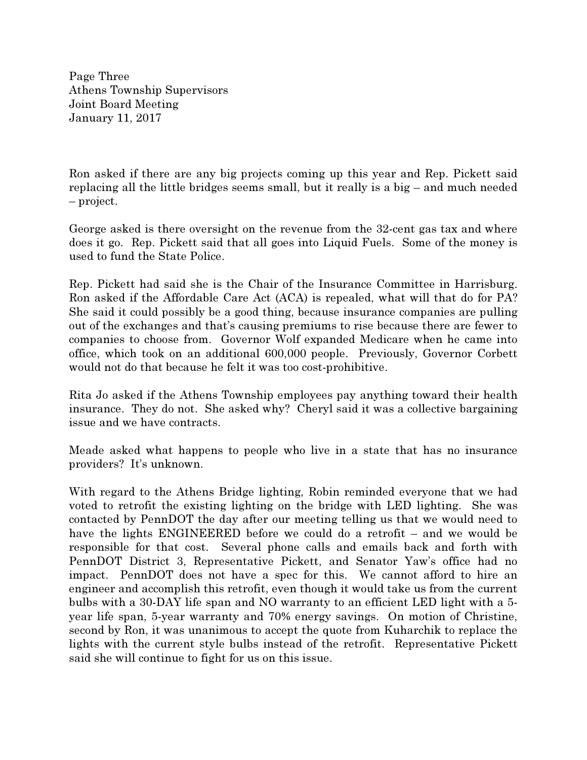Ron asked if there are any big projects coming up this year and Rep. Pickett said replacing all the little bridges seems small, but it really is a big – and much needed – project.

George asked is there oversight on the revenue from the 32-cent gas tax and where does it go. Rep. Pickett said that all goes into Liquid Fuels. Some of the money is used to fund the State Police.

Rep. Pickett had said she is the Chair of the Insurance Committee in Harrisburg. Ron asked if the Affordable Care Act (ACA) is repealed, what will that do for PA? She said it could possibly be a good thing, because insurance companies are pulling out of the exchanges and that's causing premiums to rise because there are fewer to companies to choose from. Governor Wolf expanded Medicare when he came into office, which took on an additional 600,000 people. Previously, Governor Corbett would not do that because he felt it was too cost-prohibitive.

Rita Jo asked if the Athens Township employees pay anything toward their health insurance. They do not. She asked why? Cheryl said it was a collective bargaining issue and we have contracts.

Meade asked what happens to people who live in a state that has no insurance providers? It's unknown.

With regard to the Athens Bridge lighting, Robin reminded everyone that we had voted to retrofit the existing lighting on the bridge with LED lighting. She was contacted by PennDOT the day after our meeting telling us that we would need to have the lights ENGINEERED before we could do a retrofit – and we would be responsible for that cost. Several phone calls and emails back and forth with PennDOT District 3, Representative Pickett, and Senator Yaw's office had no impact. PennDOT does not have a spec for this. We cannot afford to hire an engineer and accomplish this retrofit, even though it would take us from the current bulbs with a 30-DAY life span and NO warranty to an efficient LED light with a 5-year life span, 5-year warranty and 70% energy savings. On motion of Christine, second by Ron, it was unanimous to accept the quote from Kuharchik to replace the lights with the current style bulbs instead of the retrofit. Representative Pickett said she will continue to fight for us on this issue.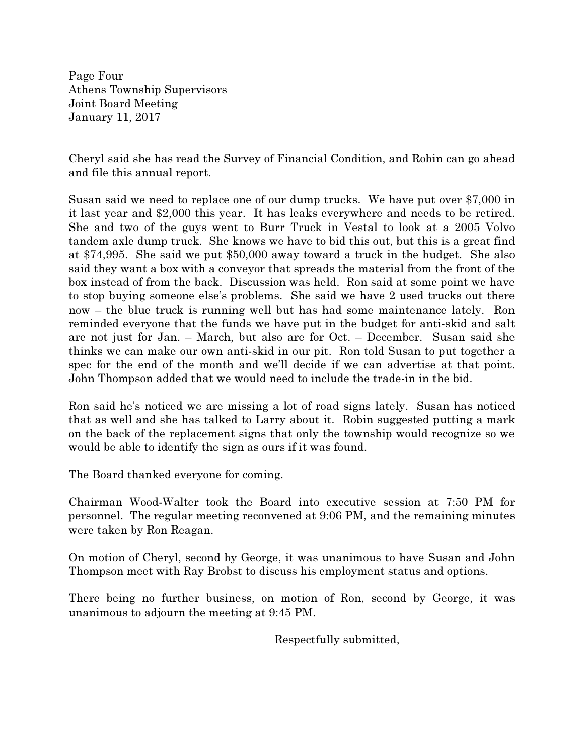Cheryl said she has read the Survey of Financial Condition, and Robin can go ahead and file this annual report.

Susan said we need to replace one of our dump trucks. We have put over $7,000 in it last year and $2,000 this year. It has leaks everywhere and needs to be retired. She and two of the guys went to Burr Truck in Vestal to look at a 2005 Volvo tandem axle dump truck. She knows we have to bid this out, but this is a great find at $74,995. She said we put $50,000 away toward a truck in the budget. She also said they want a box with a conveyor that spreads the material from the front of the box instead of from the back. Discussion was held. Ron said at some point we have to stop buying someone else's problems. She said we have 2 used trucks out there now – the blue truck is running well but has had some maintenance lately. Ron reminded everyone that the funds we have put in the budget for anti-skid and salt are not just for Jan. – March, but also are for Oct. – December. Susan said she thinks we can make our own anti-skid in our pit. Ron told Susan to put together a spec for the end of the month and we'll decide if we can advertise at that point. John Thompson added that we would need to include the trade-in in the bid.

Ron said he's noticed we are missing a lot of road signs lately. Susan has noticed that as well and she has talked to Larry about it. Robin suggested putting a mark on the back of the replacement signs that only the township would recognize so we would be able to identify the sign as ours if it was found.

The Board thanked everyone for coming.

Chairman Wood-Walter took the Board into executive session at 7:50 PM for personnel. The regular meeting reconvened at 9:06 PM, and the remaining minutes were taken by Ron Reagan.

On motion of Cheryl, second by George, it was unanimous to have Susan and John Thompson meet with Ray Brobst to discuss his employment status and options.

There being no further business, on motion of Ron, second by George, it was unanimous to adjourn the meeting at 9:45 PM.

Respectfully submitted,